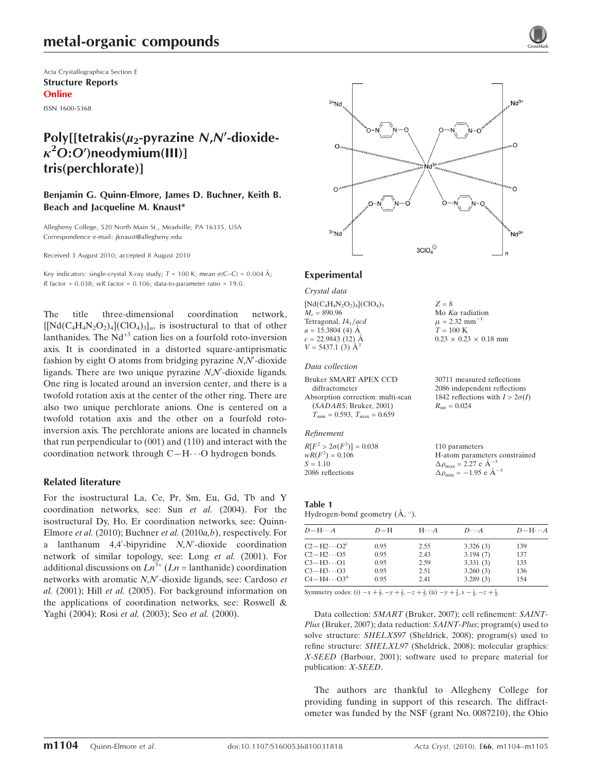Acta Crystallographica Section E

**Structure Reports Online**

ISSN 1600-5368

# Poly[[tetrakis($\mu_2$-pyrazine *N*,*N*′-dioxide-$\kappa^2$*O*:*O*′)neodymium(III)] tris(perchlorate)]

**Benjamin G. Quinn-Elmore, James D. Buchner, Keith B. Beach and Jacqueline M. Knaust***

Allegheny College, 520 North Main St., Meadville, PA 16335, USA
Correspondence e-mail: jknaust@allegheny.edu

Received 3 August 2010; accepted 8 August 2010

Key indicators: single-crystal X-ray study; $T$ = 100 K; mean $\sigma$(C–C) = 0.004 Å; $R$ factor = 0.038; $wR$ factor = 0.106; data-to-parameter ratio = 19.0.

The title three-dimensional coordination network, $\{[Nd(C_4H_4N_2O_2)_4](ClO_4)_3\}_n$, is isostructural to that of other lanthanides. The $Nd^{+3}$ cation lies on a fourfold roto-inversion axis. It is coordinated in a distorted square-antiprismatic fashion by eight O atoms from bridging pyrazine *N*,*N*′-dioxide ligands. There are two unique pyrazine *N*,*N*′-dioxide ligands. One ring is located around an inversion center, and there is a twofold rotation axis at the center of the other ring. There are also two unique perchlorate anions. One is centered on a twofold rotation axis and the other on a fourfold roto-inversion axis. The perchlorate anions are located in channels that run perpendicular to (001) and (110) and interact with the coordination network through C—H···O hydrogen bonds.

## Related literature

For the isostructural La, Ce, Pr, Sm, Eu, Gd, Tb and Y coordination networks, see: Sun *et al.* (2004). For the isostructural Dy, Ho, Er coordination networks, see: Quinn-Elmore *et al.* (2010); Buchner *et al.* (2010*a*,*b*), respectively. For a lanthanum 4,4′-bipyridine *N*,*N*′-dioxide coordination network of similar topology, see: Long *et al.* (2001). For additional discussions on $Ln^{3+}$ ($Ln$ = lanthanide) coordination networks with aromatic *N*,*N*′-dioxide ligands, see: Cardoso *et al.* (2001); Hill *et al.* (2005). For background information on the applications of coordination networks, see: Roswell & Yaghi (2004); Rosi *et al.* (2003); Seo *et al.* (2000).

## Experimental

### Crystal data

$[Nd(C_4H_4N_2O_2)_4](ClO_4)_3$
$M_r$ = 890.96
Tetragonal, $I4_1/acd$
$a$ = 15.3804 (4) Å
$c$ = 22.9843 (12) Å
$V$ = 5437.1 (3) Å$^3$
$Z$ = 8
Mo $K\alpha$ radiation
$\mu$ = 2.32 mm$^{-1}$
$T$ = 100 K
0.23 × 0.23 × 0.18 mm

### Data collection

Bruker SMART APEX CCD diffractometer
Absorption correction: multi-scan (*SADABS*; Bruker, 2001)
$T_{min}$ = 0.593, $T_{max}$ = 0.659
30711 measured reflections
2086 independent reflections
1842 reflections with $I > 2\sigma(I)$
$R_{int}$ = 0.024

### Refinement

$R[F^2 > 2\sigma(F^2)]$ = 0.038
$wR(F^2)$ = 0.106
$S$ = 1.10
2086 reflections
110 parameters
H-atom parameters constrained
$\Delta\rho_{max}$ = 2.27 e Å$^{-3}$
$\Delta\rho_{min}$ = −1.95 e Å$^{-3}$

**Table 1**
Hydrogen-bond geometry (Å, °).

| $D$—H···$A$ | $D$—H | H···$A$ | $D$···$A$ | $D$—H···$A$ |
|---|---|---|---|---|
| C2—H2···O2$^i$ | 0.95 | 2.55 | 3.326 (3) | 139 |
| C2—H2···O5 | 0.95 | 2.43 | 3.194 (7) | 137 |
| C3—H3···O1 | 0.95 | 2.59 | 3.331 (3) | 135 |
| C3—H3···O3 | 0.95 | 2.51 | 3.260 (3) | 136 |
| C4—H4···O3$^{ii}$ | 0.95 | 2.41 | 3.289 (3) | 154 |

Symmetry codes: (i) $-x+\frac{3}{2}, -y+\frac{1}{2}, -z+\frac{1}{2}$; (ii) $-y+\frac{3}{4}, x-\frac{1}{4}, -z+\frac{1}{4}$.

Data collection: *SMART* (Bruker, 2007); cell refinement: *SAINT-Plus* (Bruker, 2007); data reduction: *SAINT-Plus*; program(s) used to solve structure: *SHELXS97* (Sheldrick, 2008); program(s) used to refine structure: *SHELXL97* (Sheldrick, 2008); molecular graphics: *X-SEED* (Barbour, 2001); software used to prepare material for publication: *X-SEED*.

The authors are thankful to Allegheny College for providing funding in support of this research. The diffractometer was funded by the NSF (grant No. 0087210), the Ohio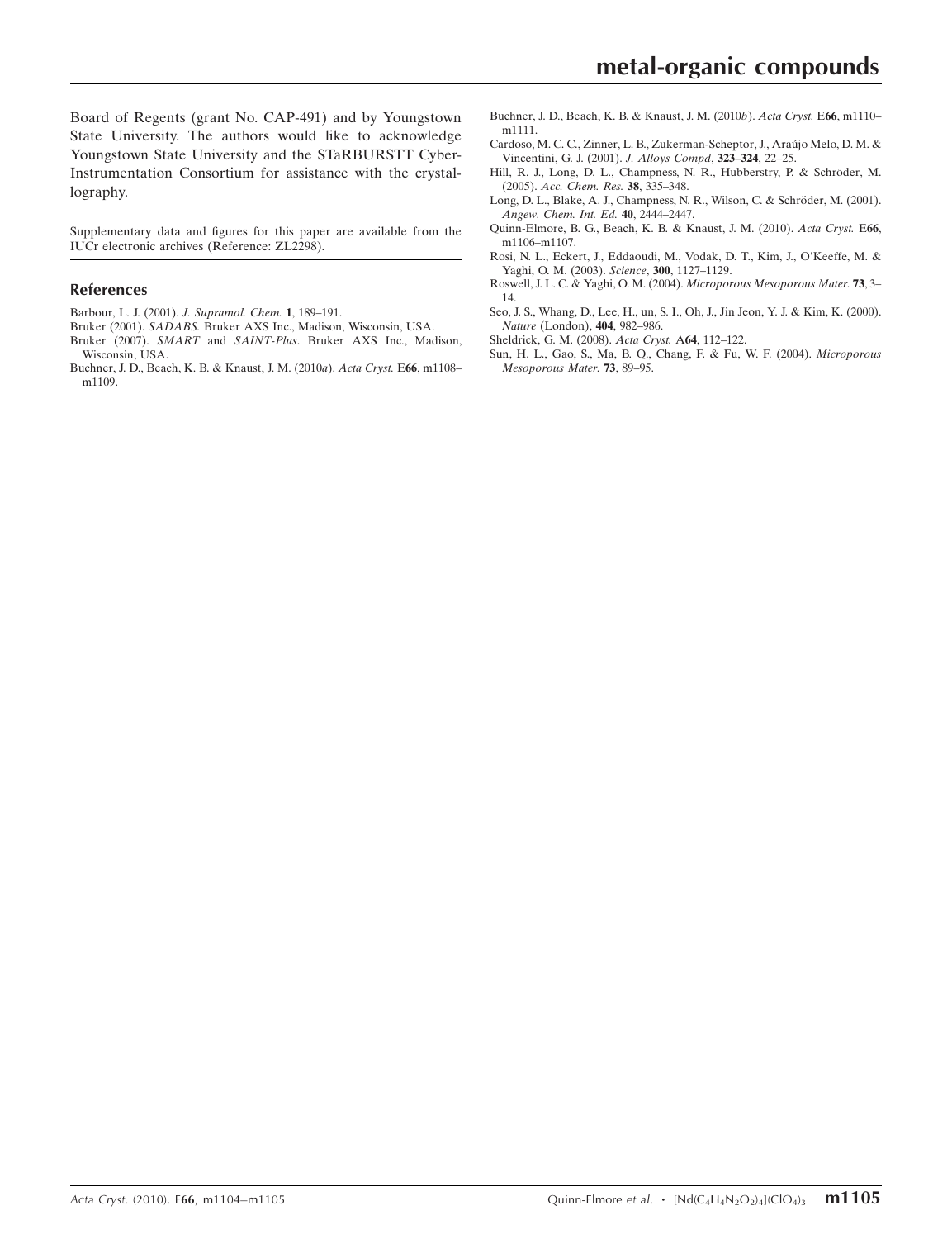Board of Regents (grant No. CAP-491) and by Youngstown State University. The authors would like to acknowledge Youngstown State University and the STaRBURSTT Cyber-Instrumentation Consortium for assistance with the crystallography.

Supplementary data and figures for this paper are available from the IUCr electronic archives (Reference: ZL2298).

## References

Barbour, L. J. (2001). *J. Supramol. Chem.* **1**, 189–191.

Bruker (2001). *SADABS*. Bruker AXS Inc., Madison, Wisconsin, USA.

Bruker (2007). *SMART* and *SAINT-Plus*. Bruker AXS Inc., Madison, Wisconsin, USA.

Buchner, J. D., Beach, K. B. & Knaust, J. M. (2010*a*). *Acta Cryst.* E**66**, m1108–m1109.

Buchner, J. D., Beach, K. B. & Knaust, J. M. (2010*b*). *Acta Cryst.* E**66**, m1110–m1111.

Cardoso, M. C. C., Zinner, L. B., Zukerman-Scheptor, J., Araújo Melo, D. M. & Vincentini, G. J. (2001). *J. Alloys Compd*, **323–324**, 22–25.

Hill, R. J., Long, D. L., Champness, N. R., Hubberstry, P. & Schröder, M. (2005). *Acc. Chem. Res.* **38**, 335–348.

Long, D. L., Blake, A. J., Champness, N. R., Wilson, C. & Schröder, M. (2001). *Angew. Chem. Int. Ed.* **40**, 2444–2447.

Quinn-Elmore, B. G., Beach, K. B. & Knaust, J. M. (2010). *Acta Cryst.* E**66**, m1106–m1107.

Rosi, N. L., Eckert, J., Eddaoudi, M., Vodak, D. T., Kim, J., O'Keeffe, M. & Yaghi, O. M. (2003). *Science*, **300**, 1127–1129.

Roswell, J. L. C. & Yaghi, O. M. (2004). *Microporous Mesoporous Mater.* **73**, 3–14.

Seo, J. S., Whang, D., Lee, H., un, S. I., Oh, J., Jin Jeon, Y. J. & Kim, K. (2000). *Nature* (London), **404**, 982–986.

Sheldrick, G. M. (2008). *Acta Cryst.* A**64**, 112–122.

Sun, H. L., Gao, S., Ma, B. Q., Chang, F. & Fu, W. F. (2004). *Microporous Mesoporous Mater.* **73**, 89–95.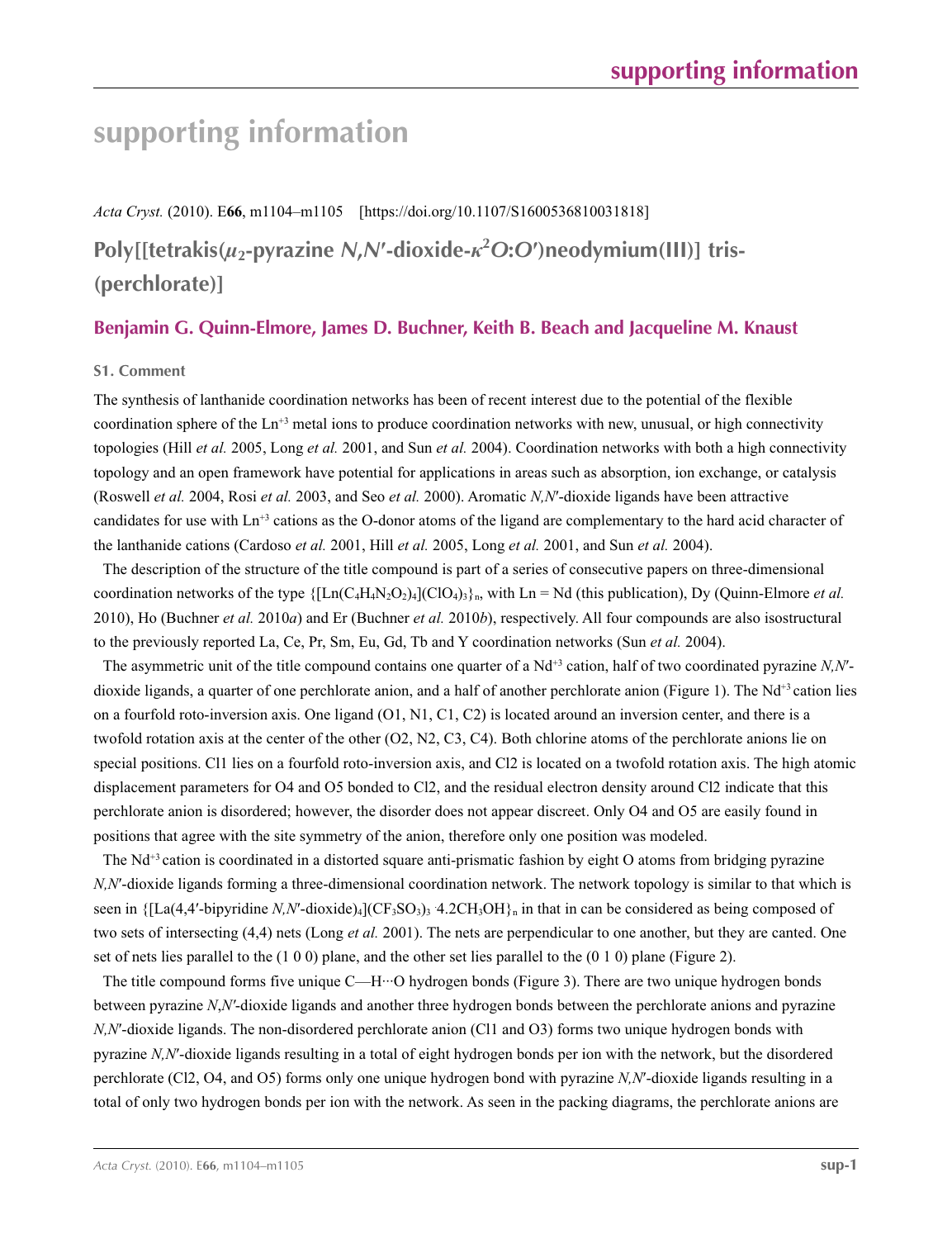# supporting information

*Acta Cryst.* (2010). E**66**, m1104–m1105    [https://doi.org/10.1107/S1600536810031818]

## Poly[[tetrakis($\mu_2$-pyrazine *N*,*N*′-dioxide-$\kappa^2$*O*:*O*′)neodymium(III)] tris-(perchlorate)]

### Benjamin G. Quinn-Elmore, James D. Buchner, Keith B. Beach and Jacqueline M. Knaust

#### S1. Comment

The synthesis of lanthanide coordination networks has been of recent interest due to the potential of the flexible coordination sphere of the $Ln^{+3}$ metal ions to produce coordination networks with new, unusual, or high connectivity topologies (Hill *et al.* 2005, Long *et al.* 2001, and Sun *et al.* 2004). Coordination networks with both a high connectivity topology and an open framework have potential for applications in areas such as absorption, ion exchange, or catalysis (Roswell *et al.* 2004, Rosi *et al.* 2003, and Seo *et al.* 2000). Aromatic *N,N*′-dioxide ligands have been attractive candidates for use with $Ln^{+3}$ cations as the O-donor atoms of the ligand are complementary to the hard acid character of the lanthanide cations (Cardoso *et al.* 2001, Hill *et al.* 2005, Long *et al.* 2001, and Sun *et al.* 2004).

The description of the structure of the title compound is part of a series of consecutive papers on three-dimensional coordination networks of the type $\{[Ln(C_4H_4N_2O_2)_4](ClO_4)_3\}_n$, with Ln = Nd (this publication), Dy (Quinn-Elmore *et al.* 2010), Ho (Buchner *et al.* 2010*a*) and Er (Buchner *et al.* 2010*b*), respectively. All four compounds are also isostructural to the previously reported La, Ce, Pr, Sm, Eu, Gd, Tb and Y coordination networks (Sun *et al.* 2004).

The asymmetric unit of the title compound contains one quarter of a $Nd^{+3}$ cation, half of two coordinated pyrazine *N,N*′-dioxide ligands, a quarter of one perchlorate anion, and a half of another perchlorate anion (Figure 1). The $Nd^{+3}$ cation lies on a fourfold roto-inversion axis. One ligand (O1, N1, C1, C2) is located around an inversion center, and there is a twofold rotation axis at the center of the other (O2, N2, C3, C4). Both chlorine atoms of the perchlorate anions lie on special positions. Cl1 lies on a fourfold roto-inversion axis, and Cl2 is located on a twofold rotation axis. The high atomic displacement parameters for O4 and O5 bonded to Cl2, and the residual electron density around Cl2 indicate that this perchlorate anion is disordered; however, the disorder does not appear discreet. Only O4 and O5 are easily found in positions that agree with the site symmetry of the anion, therefore only one position was modeled.

The $Nd^{+3}$ cation is coordinated in a distorted square anti-prismatic fashion by eight O atoms from bridging pyrazine *N,N*′-dioxide ligands forming a three-dimensional coordination network. The network topology is similar to that which is seen in $\{[La(4,4'\text{-bipyridine } N,N'\text{-dioxide})_4](CF_3SO_3)_3 \cdot 4.2CH_3OH\}_n$ in that in can be considered as being composed of two sets of intersecting (4,4) nets (Long *et al.* 2001). The nets are perpendicular to one another, but they are canted. One set of nets lies parallel to the (1 0 0) plane, and the other set lies parallel to the (0 1 0) plane (Figure 2).

The title compound forms five unique C—H···O hydrogen bonds (Figure 3). There are two unique hydrogen bonds between pyrazine *N*,*N*′-dioxide ligands and another three hydrogen bonds between the perchlorate anions and pyrazine *N,N*′-dioxide ligands. The non-disordered perchlorate anion (Cl1 and O3) forms two unique hydrogen bonds with pyrazine *N,N*′-dioxide ligands resulting in a total of eight hydrogen bonds per ion with the network, but the disordered perchlorate (Cl2, O4, and O5) forms only one unique hydrogen bond with pyrazine *N,N*′-dioxide ligands resulting in a total of only two hydrogen bonds per ion with the network. As seen in the packing diagrams, the perchlorate anions are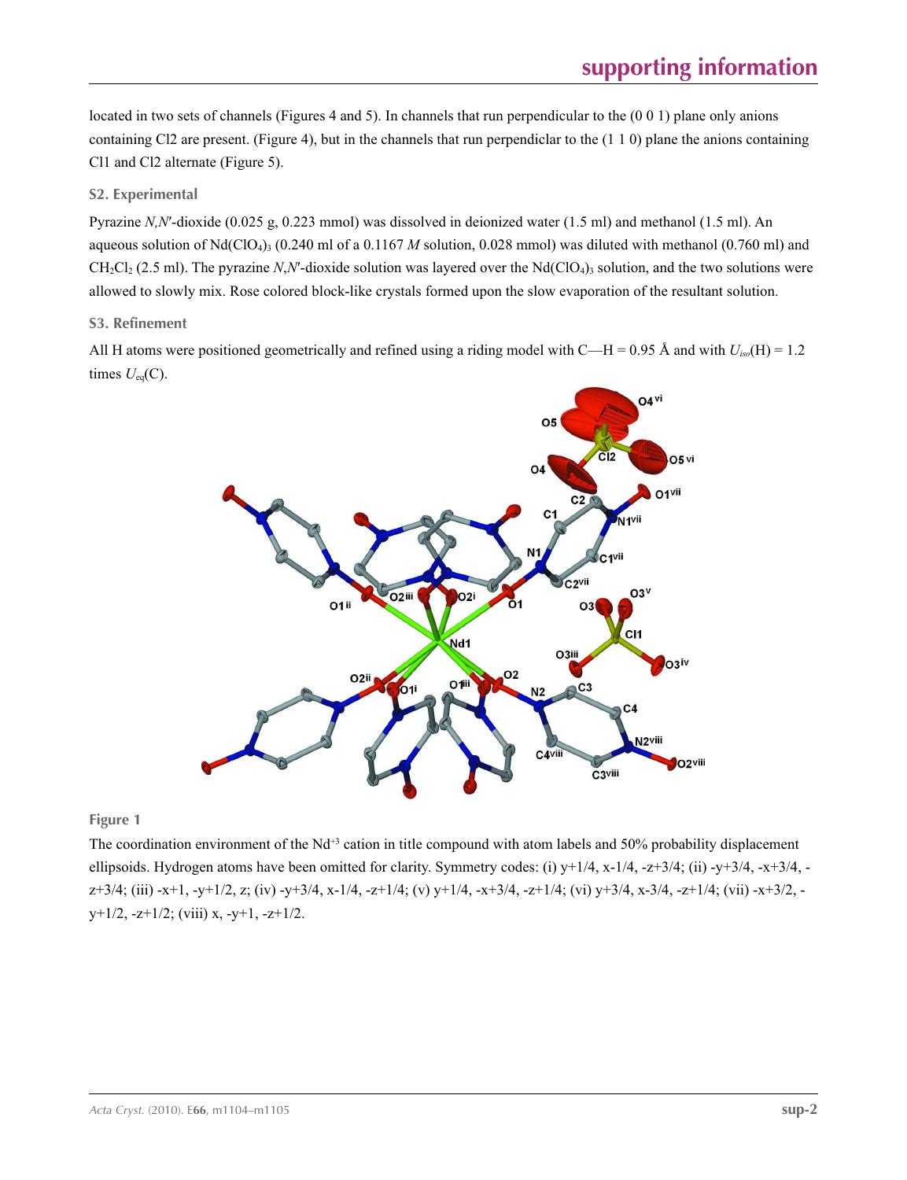located in two sets of channels (Figures 4 and 5). In channels that run perpendicular to the (0 0 1) plane only anions containing Cl2 are present. (Figure 4), but in the channels that run perpendiclar to the (1 1 0) plane the anions containing Cl1 and Cl2 alternate (Figure 5).

### S2. Experimental

Pyrazine *N*,*N*′-dioxide (0.025 g, 0.223 mmol) was dissolved in deionized water (1.5 ml) and methanol (1.5 ml). An aqueous solution of $Nd(ClO_4)_3$ (0.240 ml of a 0.1167 *M* solution, 0.028 mmol) was diluted with methanol (0.760 ml) and $CH_2Cl_2$ (2.5 ml). The pyrazine *N*,*N*′-dioxide solution was layered over the $Nd(ClO_4)_3$ solution, and the two solutions were allowed to slowly mix. Rose colored block-like crystals formed upon the slow evaporation of the resultant solution.

### S3. Refinement

All H atoms were positioned geometrically and refined using a riding model with C—H = 0.95 Å and with $U_{iso}$(H) = 1.2 times $U_{eq}$(C).

**Figure 1**

The coordination environment of the $Nd^{+3}$ cation in title compound with atom labels and 50% probability displacement ellipsoids. Hydrogen atoms have been omitted for clarity. Symmetry codes: (i) y+1/4, x-1/4, -z+3/4; (ii) -y+3/4, -x+3/4, -z+3/4; (iii) -x+1, -y+1/2, z; (iv) -y+3/4, x-1/4, -z+1/4; (v) y+1/4, -x+3/4, -z+1/4; (vi) y+3/4, x-3/4, -z+1/4; (vii) -x+3/2, -y+1/2, -z+1/2; (viii) x, -y+1, -z+1/2.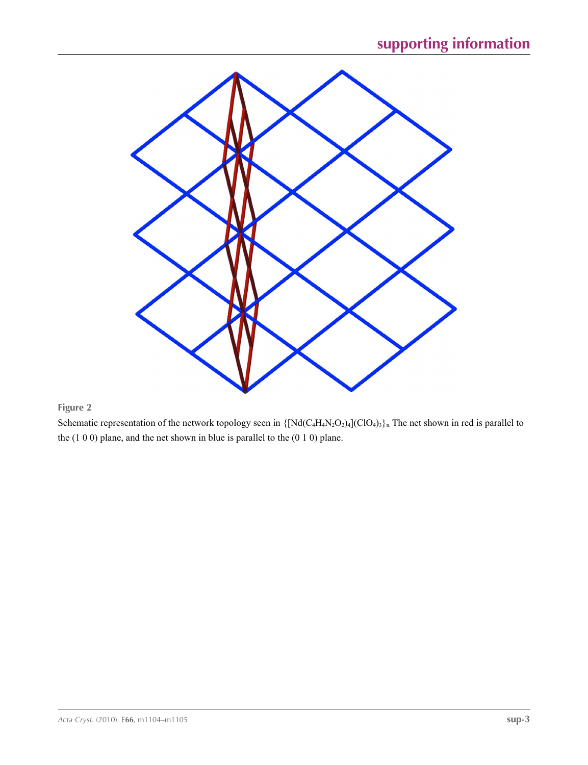**Figure 2**

Schematic representation of the network topology seen in $\{[Nd(C_4H_4N_2O_2)_4](ClO_4)_3\}_n$. The net shown in red is parallel to the (1 0 0) plane, and the net shown in blue is parallel to the (0 1 0) plane.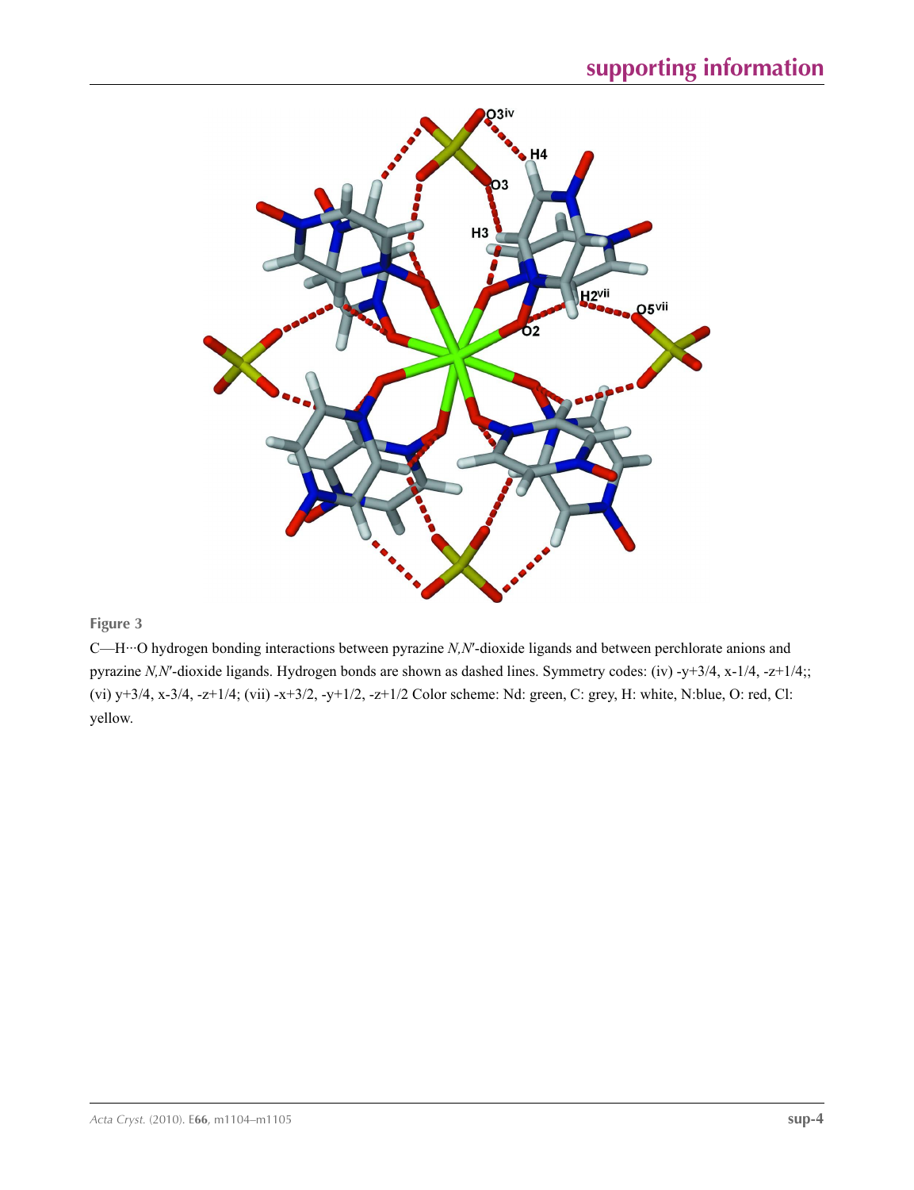**Figure 3**

C—H···O hydrogen bonding interactions between pyrazine *N,N'*-dioxide ligands and between perchlorate anions and pyrazine *N,N'*-dioxide ligands. Hydrogen bonds are shown as dashed lines. Symmetry codes: (iv) -y+3/4, x-1/4, -z+1/4;; (vi) y+3/4, x-3/4, -z+1/4; (vii) -x+3/2, -y+1/2, -z+1/2 Color scheme: Nd: green, C: grey, H: white, N:blue, O: red, Cl: yellow.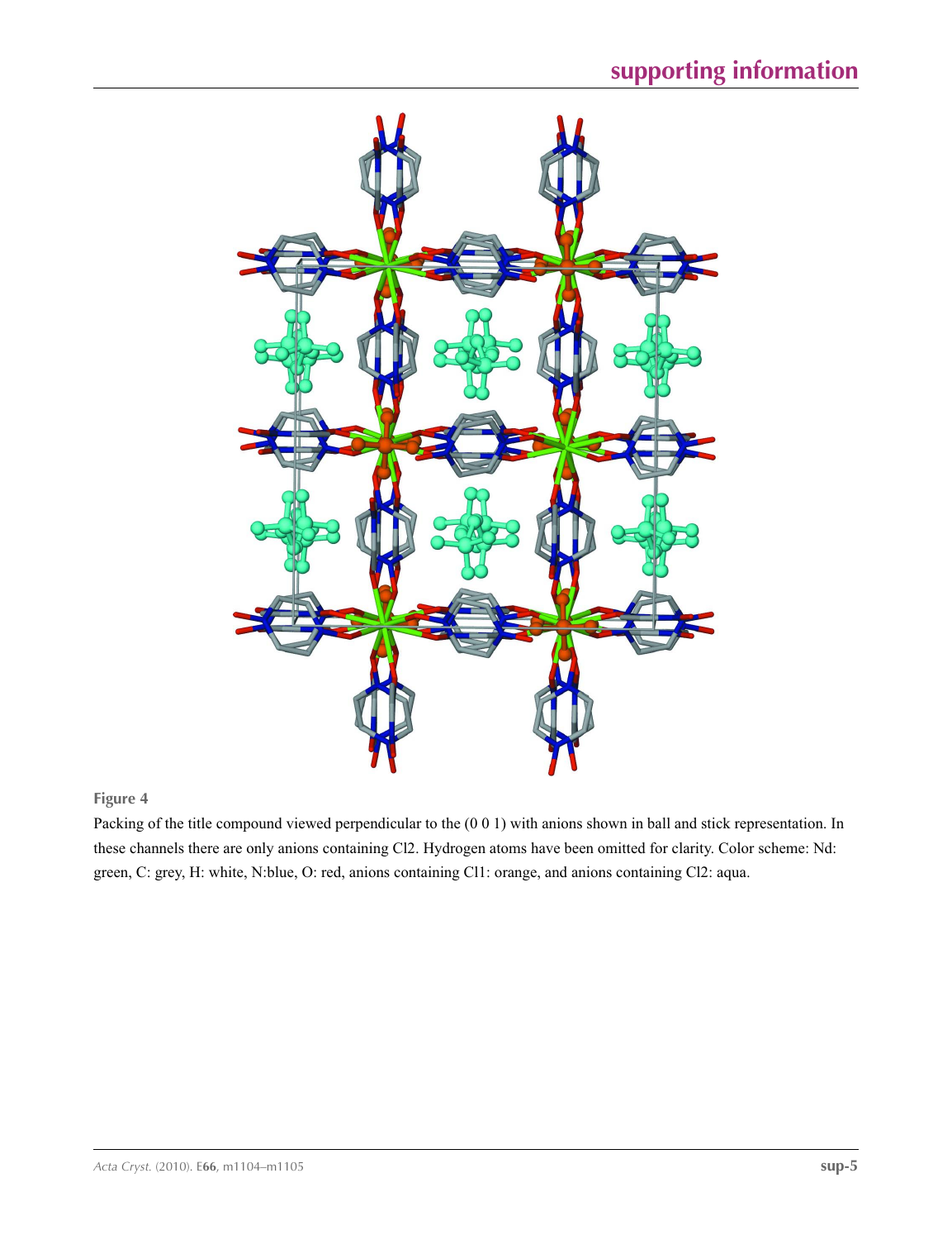**Figure 4**

Packing of the title compound viewed perpendicular to the (0 0 1) with anions shown in ball and stick representation. In these channels there are only anions containing Cl2. Hydrogen atoms have been omitted for clarity. Color scheme: Nd: green, C: grey, H: white, N:blue, O: red, anions containing Cl1: orange, and anions containing Cl2: aqua.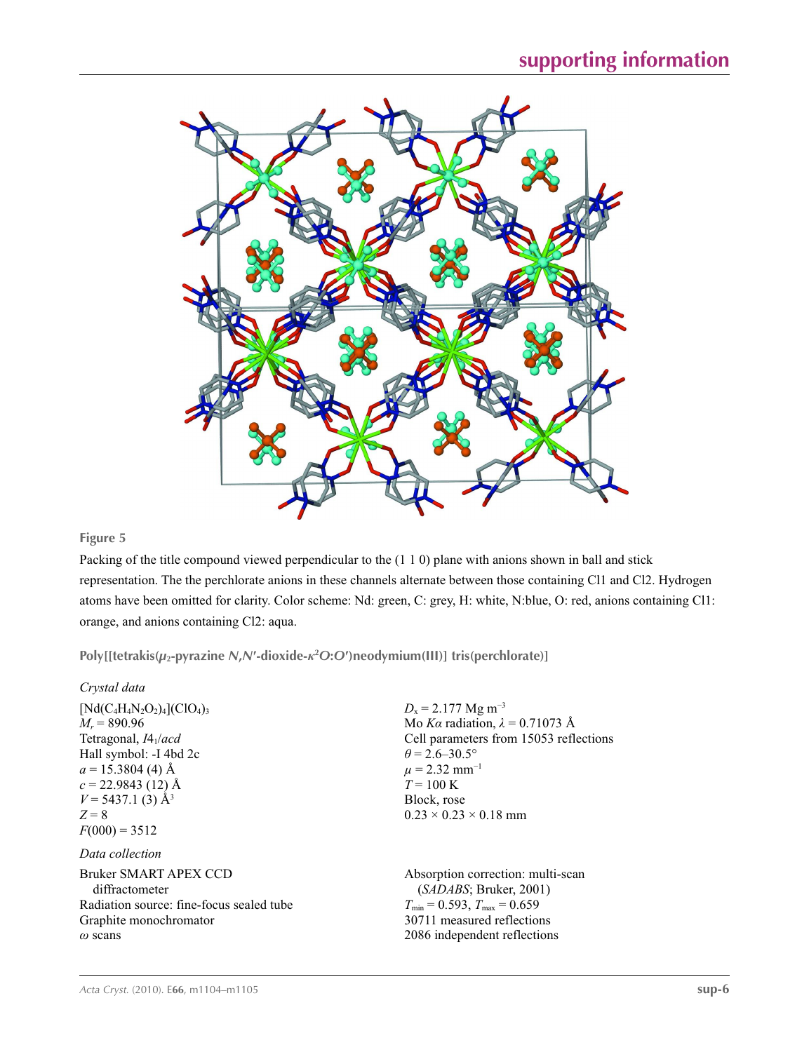**Figure 5**

Packing of the title compound viewed perpendicular to the (1 1 0) plane with anions shown in ball and stick representation. The the perchlorate anions in these channels alternate between those containing Cl1 and Cl2. Hydrogen atoms have been omitted for clarity. Color scheme: Nd: green, C: grey, H: white, N:blue, O: red, anions containing Cl1: orange, and anions containing Cl2: aqua.

## Poly[[tetrakis($\mu_2$-pyrazine *N*,*N*′-dioxide-$\kappa^2$*O*:*O*′)neodymium(III)] tris(perchlorate)]

### *Crystal data*

$[Nd(C_4H_4N_2O_2)_4](ClO_4)_3$
$M_r = 890.96$
Tetragonal, $I4_1/acd$
Hall symbol: -I 4bd 2c
$a = 15.3804$ (4) Å
$c = 22.9843$ (12) Å
$V = 5437.1$ (3) Å$^3$
$Z = 8$
$F(000) = 3512$

$D_x = 2.177$ Mg m$^{-3}$
Mo $K\alpha$ radiation, $\lambda = 0.71073$ Å
Cell parameters from 15053 reflections
$\theta = 2.6$–$30.5°$
$\mu = 2.32$ mm$^{-1}$
$T = 100$ K
Block, rose
$0.23 \times 0.23 \times 0.18$ mm

### *Data collection*

Bruker SMART APEX CCD diffractometer
Radiation source: fine-focus sealed tube
Graphite monochromator
$\omega$ scans

Absorption correction: multi-scan (*SADABS*; Bruker, 2001)
$T_{min} = 0.593$, $T_{max} = 0.659$
30711 measured reflections
2086 independent reflections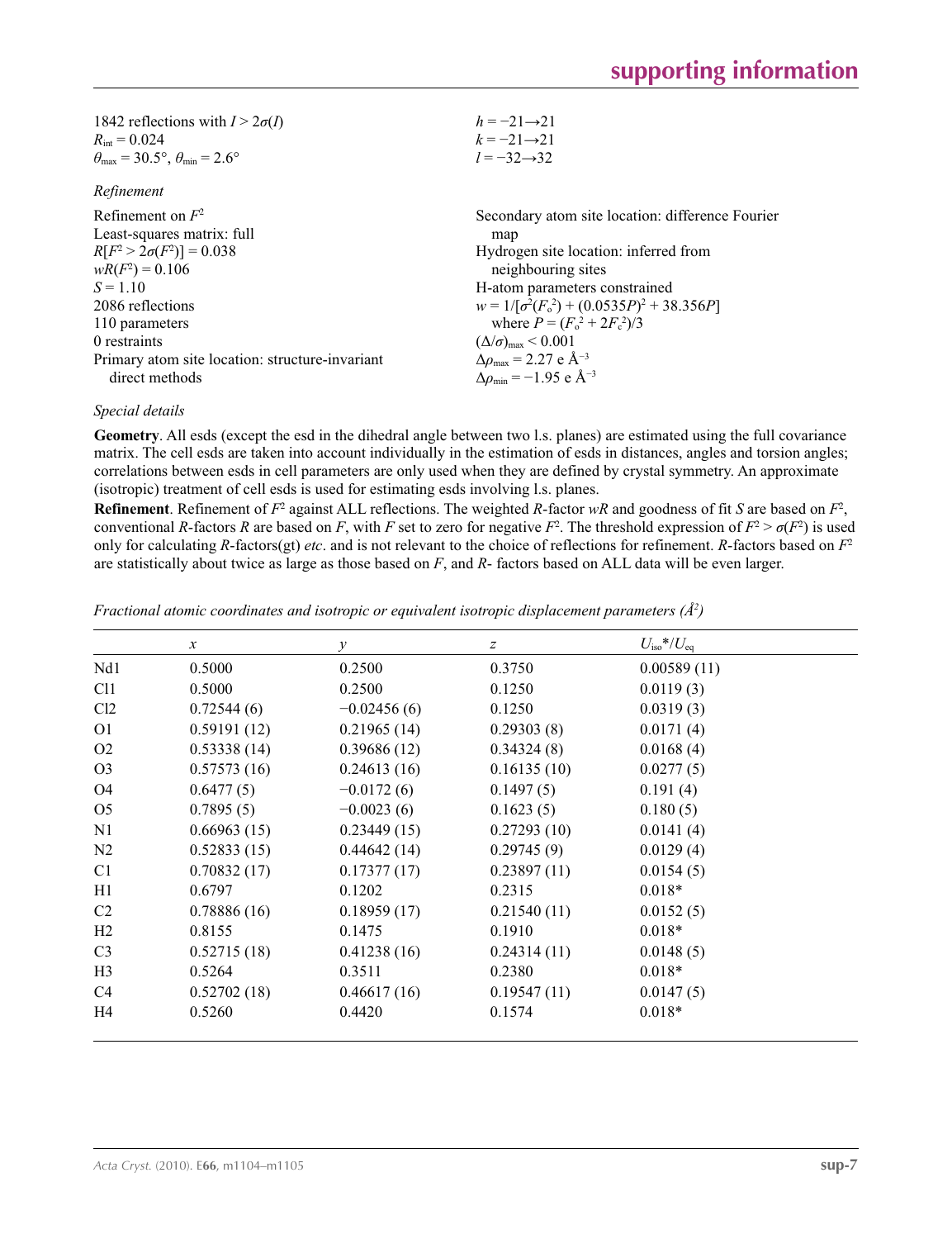1842 reflections with $I > 2\sigma(I)$
$R_{int} = 0.024$
$\theta_{max} = 30.5°$, $\theta_{min} = 2.6°$

$h = -21 \rightarrow 21$
$k = -21 \rightarrow 21$
$l = -32 \rightarrow 32$

*Refinement*

Refinement on $F^2$
Least-squares matrix: full
$R[F^2 > 2\sigma(F^2)] = 0.038$
$wR(F^2) = 0.106$
$S = 1.10$
2086 reflections
110 parameters
0 restraints
Primary atom site location: structure-invariant direct methods

Secondary atom site location: difference Fourier map
Hydrogen site location: inferred from neighbouring sites
H-atom parameters constrained
$w = 1/[\sigma^2(F_o^2) + (0.0535P)^2 + 38.356P]$
where $P = (F_o^2 + 2F_c^2)/3$
$(\Delta/\sigma)_{max} < 0.001$
$\Delta\rho_{max} = 2.27$ e Å$^{-3}$
$\Delta\rho_{min} = -1.95$ e Å$^{-3}$

*Special details*

**Geometry**. All esds (except the esd in the dihedral angle between two l.s. planes) are estimated using the full covariance matrix. The cell esds are taken into account individually in the estimation of esds in distances, angles and torsion angles; correlations between esds in cell parameters are only used when they are defined by crystal symmetry. An approximate (isotropic) treatment of cell esds is used for estimating esds involving l.s. planes.

**Refinement**. Refinement of $F^2$ against ALL reflections. The weighted $R$-factor $wR$ and goodness of fit $S$ are based on $F^2$, conventional $R$-factors $R$ are based on $F$, with $F$ set to zero for negative $F^2$. The threshold expression of $F^2 > \sigma(F^2)$ is used only for calculating $R$-factors(gt) *etc*. and is not relevant to the choice of reflections for refinement. $R$-factors based on $F^2$ are statistically about twice as large as those based on $F$, and $R$- factors based on ALL data will be even larger.

*Fractional atomic coordinates and isotropic or equivalent isotropic displacement parameters (Å$^2$)*

| | $x$ | $y$ | $z$ | $U_{iso}$*/$U_{eq}$ |
|---|---|---|---|---|
| Nd1 | 0.5000 | 0.2500 | 0.3750 | 0.00589 (11) |
| Cl1 | 0.5000 | 0.2500 | 0.1250 | 0.0119 (3) |
| Cl2 | 0.72544 (6) | −0.02456 (6) | 0.1250 | 0.0319 (3) |
| O1 | 0.59191 (12) | 0.21965 (14) | 0.29303 (8) | 0.0171 (4) |
| O2 | 0.53338 (14) | 0.39686 (12) | 0.34324 (8) | 0.0168 (4) |
| O3 | 0.57573 (16) | 0.24613 (16) | 0.16135 (10) | 0.0277 (5) |
| O4 | 0.6477 (5) | −0.0172 (6) | 0.1497 (5) | 0.191 (4) |
| O5 | 0.7895 (5) | −0.0023 (6) | 0.1623 (5) | 0.180 (5) |
| N1 | 0.66963 (15) | 0.23449 (15) | 0.27293 (10) | 0.0141 (4) |
| N2 | 0.52833 (15) | 0.44642 (14) | 0.29745 (9) | 0.0129 (4) |
| C1 | 0.70832 (17) | 0.17377 (17) | 0.23897 (11) | 0.0154 (5) |
| H1 | 0.6797 | 0.1202 | 0.2315 | 0.018* |
| C2 | 0.78886 (16) | 0.18959 (17) | 0.21540 (11) | 0.0152 (5) |
| H2 | 0.8155 | 0.1475 | 0.1910 | 0.018* |
| C3 | 0.52715 (18) | 0.41238 (16) | 0.24314 (11) | 0.0148 (5) |
| H3 | 0.5264 | 0.3511 | 0.2380 | 0.018* |
| C4 | 0.52702 (18) | 0.46617 (16) | 0.19547 (11) | 0.0147 (5) |
| H4 | 0.5260 | 0.4420 | 0.1574 | 0.018* |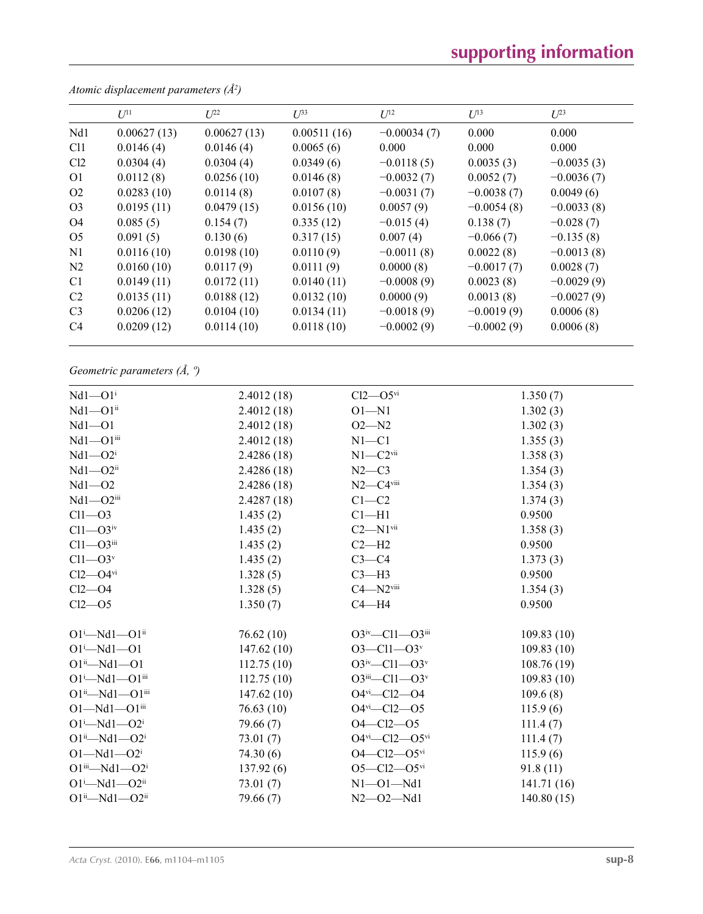*Atomic displacement parameters ($Å^2$)*

| | $U^{11}$ | $U^{22}$ | $U^{33}$ | $U^{12}$ | $U^{13}$ | $U^{23}$ |
|---|---|---|---|---|---|---|
| Nd1 | 0.00627 (13) | 0.00627 (13) | 0.00511 (16) | −0.00034 (7) | 0.000 | 0.000 |
| Cl1 | 0.0146 (4) | 0.0146 (4) | 0.0065 (6) | 0.000 | 0.000 | 0.000 |
| Cl2 | 0.0304 (4) | 0.0304 (4) | 0.0349 (6) | −0.0118 (5) | 0.0035 (3) | −0.0035 (3) |
| O1 | 0.0112 (8) | 0.0256 (10) | 0.0146 (8) | −0.0032 (7) | 0.0052 (7) | −0.0036 (7) |
| O2 | 0.0283 (10) | 0.0114 (8) | 0.0107 (8) | −0.0031 (7) | −0.0038 (7) | 0.0049 (6) |
| O3 | 0.0195 (11) | 0.0479 (15) | 0.0156 (10) | 0.0057 (9) | −0.0054 (8) | −0.0033 (8) |
| O4 | 0.085 (5) | 0.154 (7) | 0.335 (12) | −0.015 (4) | 0.138 (7) | −0.028 (7) |
| O5 | 0.091 (5) | 0.130 (6) | 0.317 (15) | 0.007 (4) | −0.066 (7) | −0.135 (8) |
| N1 | 0.0116 (10) | 0.0198 (10) | 0.0110 (9) | −0.0011 (8) | 0.0022 (8) | −0.0013 (8) |
| N2 | 0.0160 (10) | 0.0117 (9) | 0.0111 (9) | 0.0000 (8) | −0.0017 (7) | 0.0028 (7) |
| C1 | 0.0149 (11) | 0.0172 (11) | 0.0140 (11) | −0.0008 (9) | 0.0023 (8) | −0.0029 (9) |
| C2 | 0.0135 (11) | 0.0188 (12) | 0.0132 (10) | 0.0000 (9) | 0.0013 (8) | −0.0027 (9) |
| C3 | 0.0206 (12) | 0.0104 (10) | 0.0134 (11) | −0.0018 (9) | −0.0019 (9) | 0.0006 (8) |
| C4 | 0.0209 (12) | 0.0114 (10) | 0.0118 (10) | −0.0002 (9) | −0.0002 (9) | 0.0006 (8) |

*Geometric parameters (Å, º)*

| | | | |
|---|---|---|---|
| Nd1—O1$^{i}$ | 2.4012 (18) | Cl2—O5$^{vi}$ | 1.350 (7) |
| Nd1—O1$^{ii}$ | 2.4012 (18) | O1—N1 | 1.302 (3) |
| Nd1—O1 | 2.4012 (18) | O2—N2 | 1.302 (3) |
| Nd1—O1$^{iii}$ | 2.4012 (18) | N1—C1 | 1.355 (3) |
| Nd1—O2$^{i}$ | 2.4286 (18) | N1—C2$^{vii}$ | 1.358 (3) |
| Nd1—O2$^{ii}$ | 2.4286 (18) | N2—C3 | 1.354 (3) |
| Nd1—O2 | 2.4286 (18) | N2—C4$^{viii}$ | 1.354 (3) |
| Nd1—O2$^{iii}$ | 2.4287 (18) | C1—C2 | 1.374 (3) |
| Cl1—O3 | 1.435 (2) | C1—H1 | 0.9500 |
| Cl1—O3$^{iv}$ | 1.435 (2) | C2—N1$^{vii}$ | 1.358 (3) |
| Cl1—O3$^{iii}$ | 1.435 (2) | C2—H2 | 0.9500 |
| Cl1—O3$^{v}$ | 1.435 (2) | C3—C4 | 1.373 (3) |
| Cl2—O4$^{vi}$ | 1.328 (5) | C3—H3 | 0.9500 |
| Cl2—O4 | 1.328 (5) | C4—N2$^{viii}$ | 1.354 (3) |
| Cl2—O5 | 1.350 (7) | C4—H4 | 0.9500 |
| | | | |
| O1$^{i}$—Nd1—O1$^{ii}$ | 76.62 (10) | O3$^{iv}$—Cl1—O3$^{iii}$ | 109.83 (10) |
| O1$^{i}$—Nd1—O1 | 147.62 (10) | O3—Cl1—O3$^{v}$ | 109.83 (10) |
| O1$^{ii}$—Nd1—O1 | 112.75 (10) | O3$^{iv}$—Cl1—O3$^{v}$ | 108.76 (19) |
| O1$^{i}$—Nd1—O1$^{iii}$ | 112.75 (10) | O3$^{iii}$—Cl1—O3$^{v}$ | 109.83 (10) |
| O1$^{ii}$—Nd1—O1$^{iii}$ | 147.62 (10) | O4$^{vi}$—Cl2—O4 | 109.6 (8) |
| O1—Nd1—O1$^{iii}$ | 76.63 (10) | O4$^{vi}$—Cl2—O5 | 115.9 (6) |
| O1$^{i}$—Nd1—O2$^{i}$ | 79.66 (7) | O4—Cl2—O5 | 111.4 (7) |
| O1$^{ii}$—Nd1—O2$^{i}$ | 73.01 (7) | O4$^{vi}$—Cl2—O5$^{vi}$ | 111.4 (7) |
| O1—Nd1—O2$^{i}$ | 74.30 (6) | O4—Cl2—O5$^{vi}$ | 115.9 (6) |
| O1$^{iii}$—Nd1—O2$^{i}$ | 137.92 (6) | O5—Cl2—O5$^{vi}$ | 91.8 (11) |
| O1$^{i}$—Nd1—O2$^{ii}$ | 73.01 (7) | N1—O1—Nd1 | 141.71 (16) |
| O1$^{ii}$—Nd1—O2$^{ii}$ | 79.66 (7) | N2—O2—Nd1 | 140.80 (15) |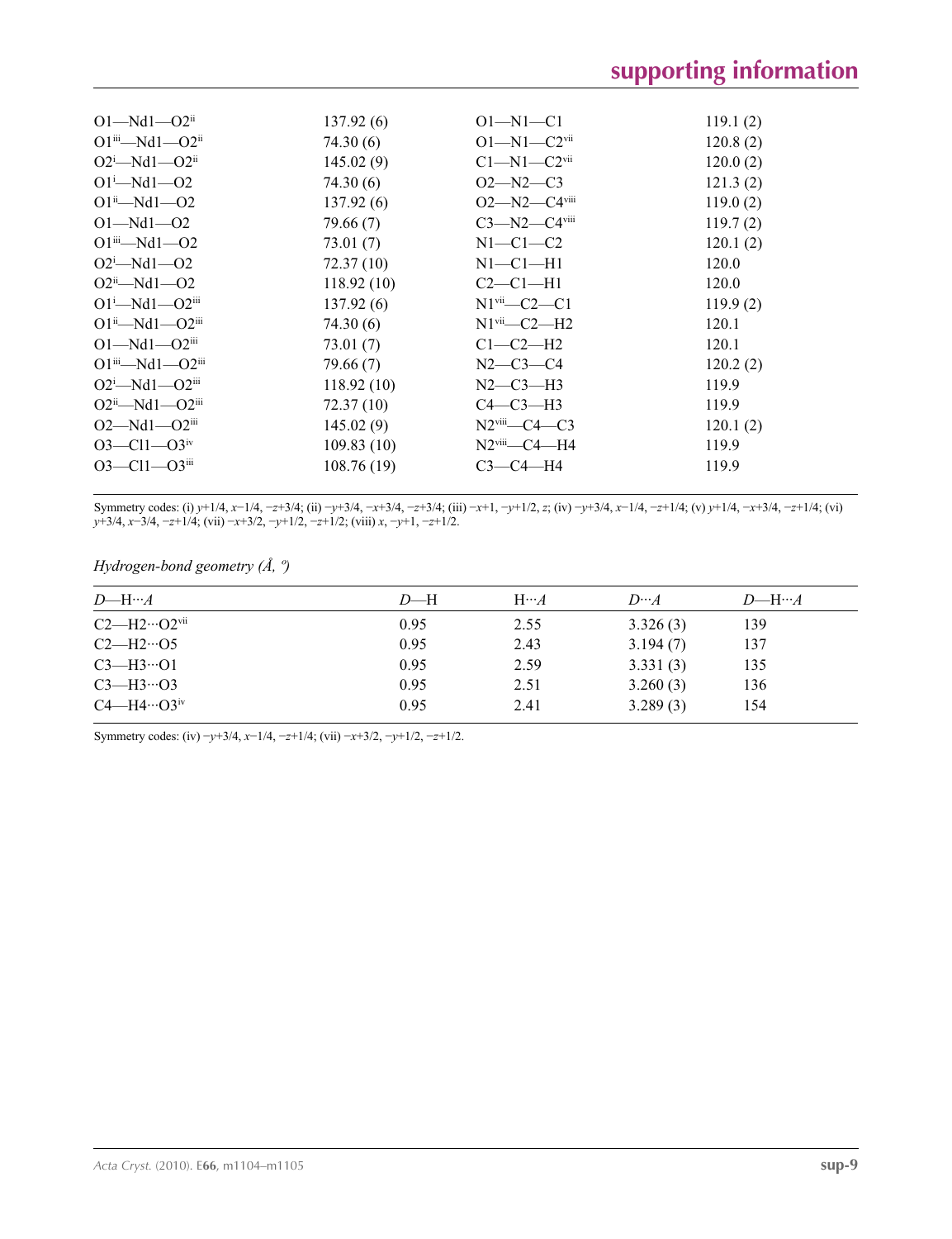| | | | |
|---|---|---|---|
| O1—Nd1—O2$^{ii}$ | 137.92 (6) | O1—N1—C1 | 119.1 (2) |
| O1$^{iii}$—Nd1—O2$^{ii}$ | 74.30 (6) | O1—N1—C2$^{vii}$ | 120.8 (2) |
| O2$^{i}$—Nd1—O2$^{ii}$ | 145.02 (9) | C1—N1—C2$^{vii}$ | 120.0 (2) |
| O1$^{i}$—Nd1—O2 | 74.30 (6) | O2—N2—C3 | 121.3 (2) |
| O1$^{ii}$—Nd1—O2 | 137.92 (6) | O2—N2—C4$^{viii}$ | 119.0 (2) |
| O1—Nd1—O2 | 79.66 (7) | C3—N2—C4$^{viii}$ | 119.7 (2) |
| O1$^{iii}$—Nd1—O2 | 73.01 (7) | N1—C1—C2 | 120.1 (2) |
| O2$^{i}$—Nd1—O2 | 72.37 (10) | N1—C1—H1 | 120.0 |
| O2$^{ii}$—Nd1—O2 | 118.92 (10) | C2—C1—H1 | 120.0 |
| O1$^{i}$—Nd1—O2$^{iii}$ | 137.92 (6) | N1$^{vii}$—C2—C1 | 119.9 (2) |
| O1$^{ii}$—Nd1—O2$^{iii}$ | 74.30 (6) | N1$^{vii}$—C2—H2 | 120.1 |
| O1—Nd1—O2$^{iii}$ | 73.01 (7) | C1—C2—H2 | 120.1 |
| O1$^{iii}$—Nd1—O2$^{iii}$ | 79.66 (7) | N2—C3—C4 | 120.2 (2) |
| O2$^{i}$—Nd1—O2$^{iii}$ | 118.92 (10) | N2—C3—H3 | 119.9 |
| O2$^{ii}$—Nd1—O2$^{iii}$ | 72.37 (10) | C4—C3—H3 | 119.9 |
| O2—Nd1—O2$^{iii}$ | 145.02 (9) | N2$^{viii}$—C4—C3 | 120.1 (2) |
| O3—Cl1—O3$^{iv}$ | 109.83 (10) | N2$^{viii}$—C4—H4 | 119.9 |
| O3—Cl1—O3$^{iii}$ | 108.76 (19) | C3—C4—H4 | 119.9 |

Symmetry codes: (i) $y+1/4, x-1/4, -z+3/4$; (ii) $-y+3/4, -x+3/4, -z+3/4$; (iii) $-x+1, -y+1/2, z$; (iv) $-y+3/4, x-1/4, -z+1/4$; (v) $y+1/4, -x+3/4, -z+1/4$; (vi) $y+3/4, x-3/4, -z+1/4$; (vii) $-x+3/2, -y+1/2, -z+1/2$; (viii) $x, -y+1, -z+1/2$.

*Hydrogen-bond geometry (Å, º)*

| *D*—H···*A* | *D*—H | H···*A* | *D*···*A* | *D*—H···*A* |
|---|---|---|---|---|
| C2—H2···O2$^{vii}$ | 0.95 | 2.55 | 3.326 (3) | 139 |
| C2—H2···O5 | 0.95 | 2.43 | 3.194 (7) | 137 |
| C3—H3···O1 | 0.95 | 2.59 | 3.331 (3) | 135 |
| C3—H3···O3 | 0.95 | 2.51 | 3.260 (3) | 136 |
| C4—H4···O3$^{iv}$ | 0.95 | 2.41 | 3.289 (3) | 154 |

Symmetry codes: (iv) $-y+3/4, x-1/4, -z+1/4$; (vii) $-x+3/2, -y+1/2, -z+1/2$.